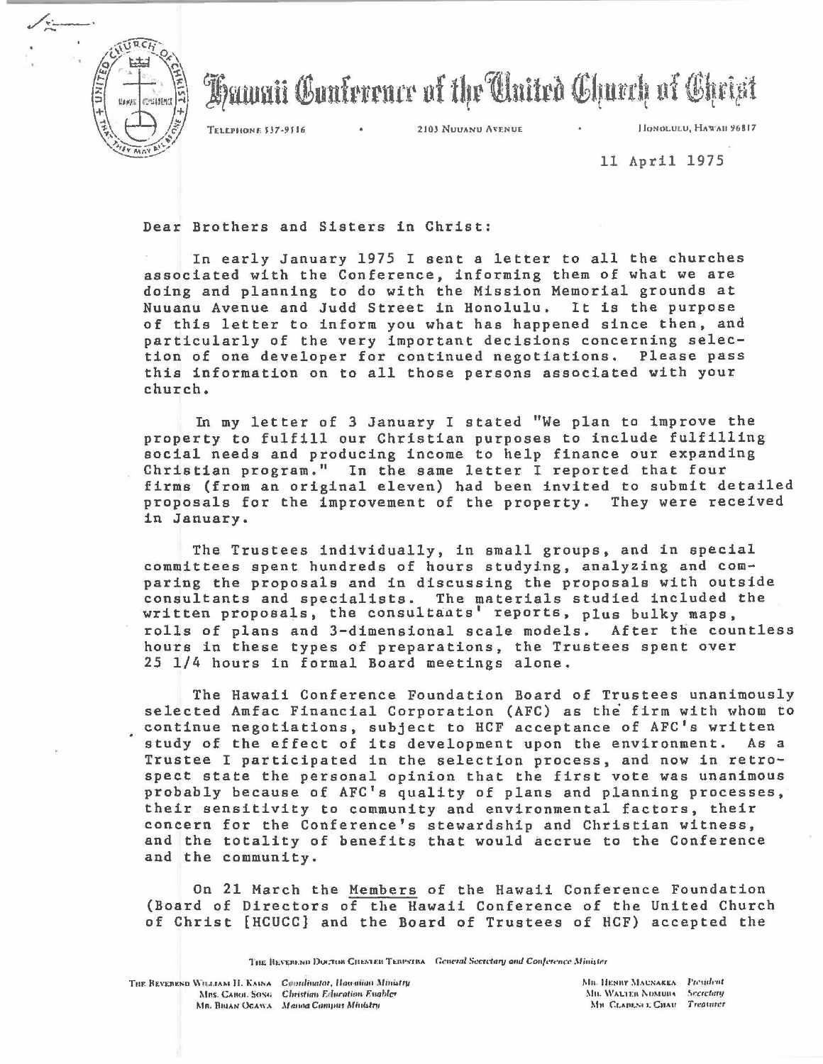# Hawaii Conference of the United Church of Christ

TELEPHONE 537-9516 • 2103 NUUANU AVENUE • HONOLULU, HAWAII 96817

11 April 1975

Dear Brothers and Sisters in Christ:

In early January 1975 I sent a letter to all the churches associated with the Conference, informing them of what we are doing and planning to do with the Mission Memorial grounds at Nuuanu Avenue and Judd Street in Honolulu. It is the purpose of this letter to inform you what has happened since then, and particularly of the very important decisions concerning selection of one developer for continued negotiations. Please pass this information on to all those persons associated with your church.

In my letter of 3 January I stated "We plan to improve the property to fulfill our Christian purposes to include fulfilling social needs and producing income to help finance our expanding Christian program." In the same letter I reported that four firms (from an original eleven) had been invited to submit detailed proposals for the improvement of the property. They were received in January.

The Trustees individually, in small groups, and in special committees spent hundreds of hours studying, analyzing and comparing the proposals and in discussing the proposals with outside consultants and specialists. The materials studied included the written proposals, the consultants' reports, plus bulky maps, rolls of plans and 3-dimensional scale models. After the countless hours in these types of preparations, the Trustees spent over 25 1/4 hours in formal Board meetings alone.

The Hawaii Conference Foundation Board of Trustees unanimously selected Amfac Financial Corporation (AFC) as the firm with whom to continue negotiations, subject to HCF acceptance of AFC's written study of the effect of its development upon the environment. As a Trustee I participated in the selection process, and now in retrospect state the personal opinion that the first vote was unanimous probably because of AFC's quality of plans and planning processes, their sensitivity to community and environmental factors, their concern for the Conference's stewardship and Christian witness, and the totality of benefits that would accrue to the Conference and the community.

On 21 March the Members of the Hawaii Conference Foundation (Board of Directors of the Hawaii Conference of the United Church of Christ [HCUCC] and the Board of Trustees of HCF) accepted the

THE REVEREND DOCTOR CHESTER TERPSTRA *General Secretary and Conference Minister*

THE REVEREND WILLIAM H. KAINA *Coordinator, Hawaiian Ministry*
MRS. CAROL SONG *Christian Education Enabler*
MR. BRIAN OGAWA *Manoa Campus Ministry*

MR. HENRY MAGNAKEA *President*
MR. WALTER NOMURA *Secretary*
MR. CLARENCE CHAU *Treasurer*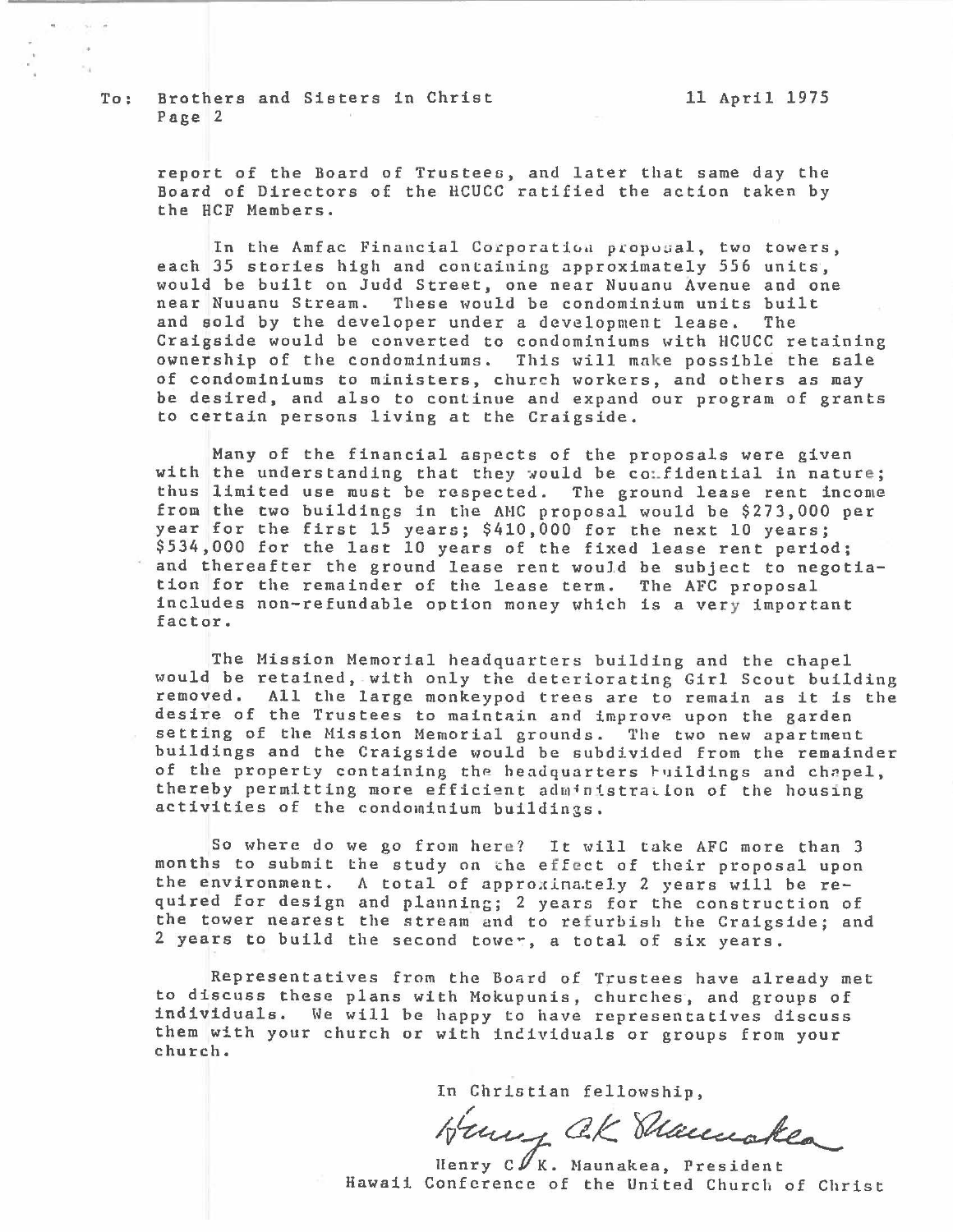To: Brothers and Sisters in Christ
11 April 1975

report of the Board of Trustees, and later that same day the Board of Directors of the HCUCC ratified the action taken by the HCF Members.

In the Amfac Financial Corporation proposal, two towers, each 35 stories high and containing approximately 556 units, would be built on Judd Street, one near Nuuanu Avenue and one near Nuuanu Stream. These would be condominium units built and sold by the developer under a development lease. The Craigside would be converted to condominiums with HCUCC retaining ownership of the condominiums. This will make possible the sale of condominiums to ministers, church workers, and others as may be desired, and also to continue and expand our program of grants to certain persons living at the Craigside.

Many of the financial aspects of the proposals were given with the understanding that they would be confidential in nature; thus limited use must be respected. The ground lease rent income from the two buildings in the AMC proposal would be $273,000 per year for the first 15 years; $410,000 for the next 10 years; $534,000 for the last 10 years of the fixed lease rent period; and thereafter the ground lease rent would be subject to negotiation for the remainder of the lease term. The AFC proposal includes non-refundable option money which is a very important factor.

The Mission Memorial headquarters building and the chapel would be retained, with only the deteriorating Girl Scout building removed. All the large monkeypod trees are to remain as it is the desire of the Trustees to maintain and improve upon the garden setting of the Mission Memorial grounds. The two new apartment buildings and the Craigside would be subdivided from the remainder of the property containing the headquarters buildings and chapel, thereby permitting more efficient administration of the housing activities of the condominium buildings.

So where do we go from here? It will take AFC more than 3 months to submit the study on the effect of their proposal upon the environment. A total of approximately 2 years will be required for design and planning; 2 years for the construction of the tower nearest the stream and to refurbish the Craigside; and 2 years to build the second tower, a total of six years.

Representatives from the Board of Trustees have already met to discuss these plans with Mokupunis, churches, and groups of individuals. We will be happy to have representatives discuss them with your church or with individuals or groups from your church.

In Christian fellowship,

Henry C. K. Maunakea

Henry C. K. Maunakea, President
Hawaii Conference of the United Church of Christ